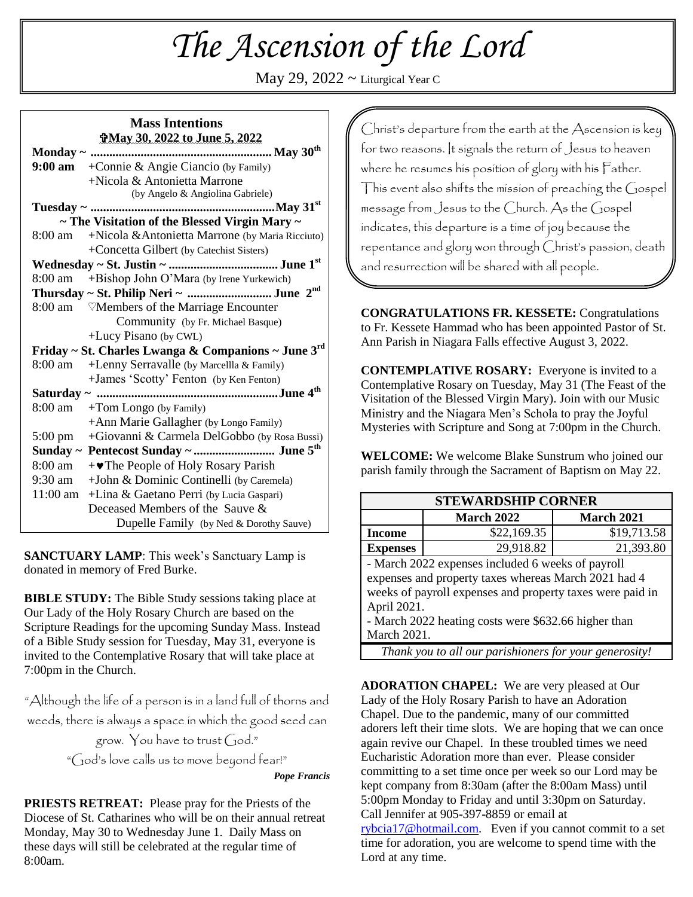# The Ascension of the Lord

May 29, 2022 ~ Liturgical Year C

## Mass Intentions

**✞May 30, 2022 to June 5, 2022**

**Monday ~ .......................................................... May 30th**

**9:00 am** +Connie & Angie Ciancio (by Family)
+Nicola & Antonietta Marrone (by Angelo & Angiolina Gabriele)

**Tuesday ~ ...........................................................May 31st**

**~ The Visitation of the Blessed Virgin Mary ~**

8:00 am +Nicola &Antonietta Marrone (by Maria Ricciuto)
+Concetta Gilbert (by Catechist Sisters)

**Wednesday ~ St. Justin ~ .................................. June 1st**

8:00 am +Bishop John O'Mara (by Irene Yurkewich)

**Thursday ~ St. Philip Neri ~ .......................... June 2nd**

8:00 am ♡Members of the Marriage Encounter Community (by Fr. Michael Basque)
+Lucy Pisano (by CWL)

**Friday ~ St. Charles Lwanga & Companions ~ June 3rd**

8:00 am +Lenny Serravalle (by Marcellla & Family)
+James 'Scotty' Fenton (by Ken Fenton)

**Saturday ~ .........................................................June 4th**

8:00 am +Tom Longo (by Family)
+Ann Marie Gallagher (by Longo Family)

5:00 pm +Giovanni & Carmela DelGobbo (by Rosa Bussi)

**Sunday ~ Pentecost Sunday ~.......................... June 5th**

8:00 am +♥The People of Holy Rosary Parish

9:30 am +John & Dominic Continelli (by Caremela)

11:00 am +Lina & Gaetano Perri (by Lucia Gaspari)
Deceased Members of the Sauve & Dupelle Family (by Ned & Dorothy Sauve)

**SANCTUARY LAMP**: This week's Sanctuary Lamp is donated in memory of Fred Burke.

**BIBLE STUDY:** The Bible Study sessions taking place at Our Lady of the Holy Rosary Church are based on the Scripture Readings for the upcoming Sunday Mass. Instead of a Bible Study session for Tuesday, May 31, everyone is invited to the Contemplative Rosary that will take place at 7:00pm in the Church.

"Although the life of a person is in a land full of thorns and weeds, there is always a space in which the good seed can grow. You have to trust God."

"God's love calls us to move beyond fear!"

***Pope Francis***

**PRIESTS RETREAT:** Please pray for the Priests of the Diocese of St. Catharines who will be on their annual retreat Monday, May 30 to Wednesday June 1. Daily Mass on these days will still be celebrated at the regular time of 8:00am.

Christ's departure from the earth at the Ascension is key for two reasons. It signals the return of Jesus to heaven where he resumes his position of glory with his Father. This event also shifts the mission of preaching the Gospel message from Jesus to the Church. As the Gospel indicates, this departure is a time of joy because the repentance and glory won through Christ's passion, death and resurrection will be shared with all people.

**CONGRATULATIONS FR. KESSETE:** Congratulations to Fr. Kessete Hammad who has been appointed Pastor of St. Ann Parish in Niagara Falls effective August 3, 2022.

**CONTEMPLATIVE ROSARY:** Everyone is invited to a Contemplative Rosary on Tuesday, May 31 (The Feast of the Visitation of the Blessed Virgin Mary). Join with our Music Ministry and the Niagara Men's Schola to pray the Joyful Mysteries with Scripture and Song at 7:00pm in the Church.

**WELCOME:** We welcome Blake Sunstrum who joined our parish family through the Sacrament of Baptism on May 22.

**STEWARDSHIP CORNER**

| | March 2022 | March 2021 |
|---|---|---|
| **Income** | $22,169.35 | $19,713.58 |
| **Expenses** | 29,918.82 | 21,393.80 |

- March 2022 expenses included 6 weeks of payroll expenses and property taxes whereas March 2021 had 4 weeks of payroll expenses and property taxes were paid in April 2021.
- March 2022 heating costs were $632.66 higher than March 2021.

*Thank you to all our parishioners for your generosity!*

**ADORATION CHAPEL:** We are very pleased at Our Lady of the Holy Rosary Parish to have an Adoration Chapel. Due to the pandemic, many of our committed adorers left their time slots. We are hoping that we can once again revive our Chapel. In these troubled times we need Eucharistic Adoration more than ever. Please consider committing to a set time once per week so our Lord may be kept company from 8:30am (after the 8:00am Mass) until 5:00pm Monday to Friday and until 3:30pm on Saturday. Call Jennifer at 905-397-8859 or email at rybcia17@hotmail.com. Even if you cannot commit to a set time for adoration, you are welcome to spend time with the Lord at any time.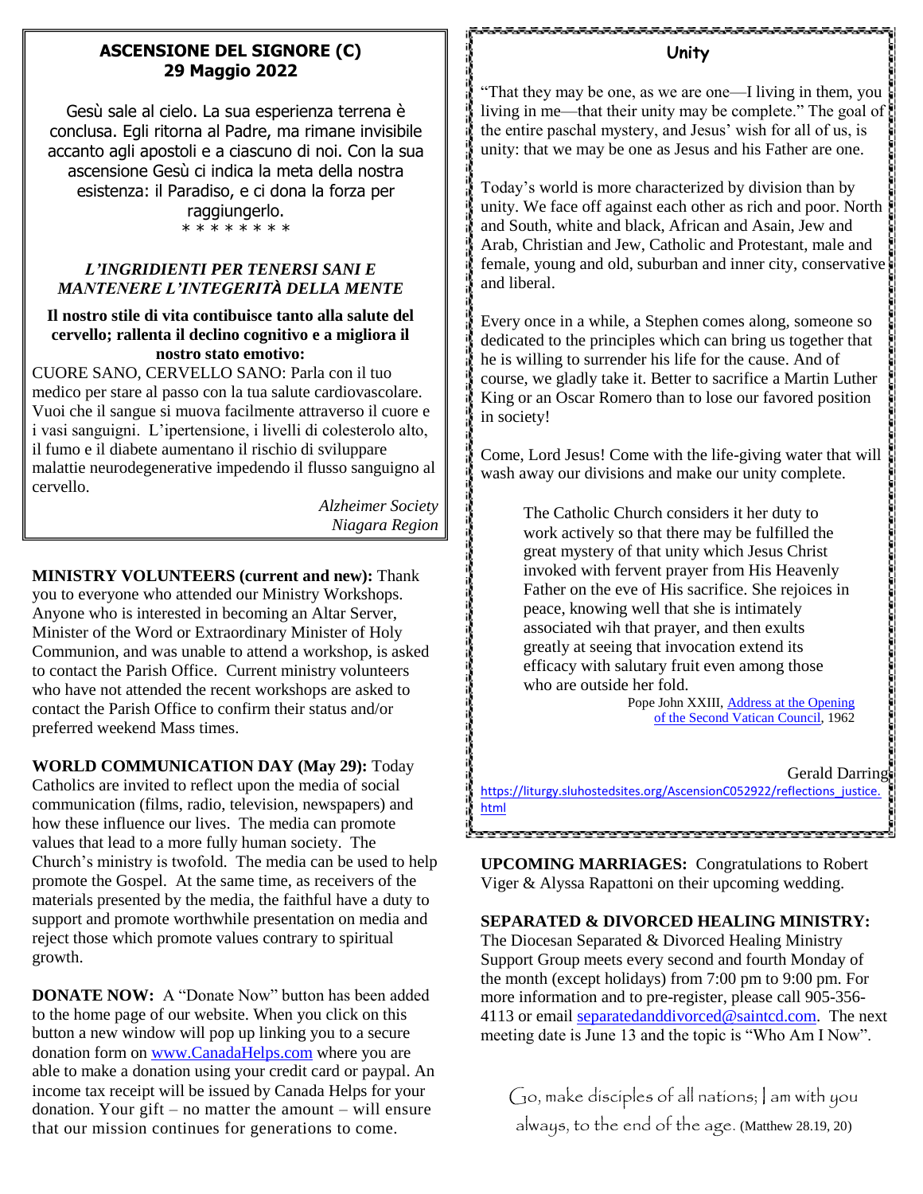## ASCENSIONE DEL SIGNORE (C)
## 29 Maggio 2022

Gesù sale al cielo. La sua esperienza terrena è conclusa. Egli ritorna al Padre, ma rimane invisibile accanto agli apostoli e a ciascuno di noi. Con la sua ascensione Gesù ci indica la meta della nostra esistenza: il Paradiso, e ci dona la forza per raggiungerlo.

\* \* \* \* \* \* \* \*

### *L'INGRIDIENTI PER TENERSI SANI E MANTENERE L'INTEGERITÀ DELLA MENTE*

**Il nostro stile di vita contibuisce tanto alla salute del cervello; rallenta il declino cognitivo e a migliora il nostro stato emotivo:**

CUORE SANO, CERVELLO SANO: Parla con il tuo medico per stare al passo con la tua salute cardiovascolare. Vuoi che il sangue si muova facilmente attraverso il cuore e i vasi sanguigni. L'ipertensione, i livelli di colesterolo alto, il fumo e il diabete aumentano il rischio di sviluppare malattie neurodegenerative impedendo il flusso sanguigno al cervello.

*Alzheimer Society*
*Niagara Region*

**MINISTRY VOLUNTEERS (current and new):** Thank you to everyone who attended our Ministry Workshops. Anyone who is interested in becoming an Altar Server, Minister of the Word or Extraordinary Minister of Holy Communion, and was unable to attend a workshop, is asked to contact the Parish Office. Current ministry volunteers who have not attended the recent workshops are asked to contact the Parish Office to confirm their status and/or preferred weekend Mass times.

**WORLD COMMUNICATION DAY (May 29):** Today Catholics are invited to reflect upon the media of social communication (films, radio, television, newspapers) and how these influence our lives. The media can promote values that lead to a more fully human society. The Church's ministry is twofold. The media can be used to help promote the Gospel. At the same time, as receivers of the materials presented by the media, the faithful have a duty to support and promote worthwhile presentation on media and reject those which promote values contrary to spiritual growth.

**DONATE NOW:** A "Donate Now" button has been added to the home page of our website. When you click on this button a new window will pop up linking you to a secure donation form on www.CanadaHelps.com where you are able to make a donation using your credit card or paypal. An income tax receipt will be issued by Canada Helps for your donation. Your gift – no matter the amount – will ensure that our mission continues for generations to come.

## Unity

"That they may be one, as we are one—I living in them, you living in me—that their unity may be complete." The goal of the entire paschal mystery, and Jesus' wish for all of us, is unity: that we may be one as Jesus and his Father are one.

Today's world is more characterized by division than by unity. We face off against each other as rich and poor. North and South, white and black, African and Asain, Jew and Arab, Christian and Jew, Catholic and Protestant, male and female, young and old, suburban and inner city, conservative and liberal.

Every once in a while, a Stephen comes along, someone so dedicated to the principles which can bring us together that he is willing to surrender his life for the cause. And of course, we gladly take it. Better to sacrifice a Martin Luther King or an Oscar Romero than to lose our favored position in society!

Come, Lord Jesus! Come with the life-giving water that will wash away our divisions and make our unity complete.

> The Catholic Church considers it her duty to work actively so that there may be fulfilled the great mystery of that unity which Jesus Christ invoked with fervent prayer from His Heavenly Father on the eve of His sacrifice. She rejoices in peace, knowing well that she is intimately associated wih that prayer, and then exults greatly at seeing that invocation extend its efficacy with salutary fruit even among those who are outside her fold.
>
> Pope John XXIII, Address at the Opening of the Second Vatican Council, 1962

Gerald Darring

https://liturgy.sluhostedsites.org/AscensionC052922/reflections_justice.html

**UPCOMING MARRIAGES:** Congratulations to Robert Viger & Alyssa Rapattoni on their upcoming wedding.

**SEPARATED & DIVORCED HEALING MINISTRY:** The Diocesan Separated & Divorced Healing Ministry Support Group meets every second and fourth Monday of the month (except holidays) from 7:00 pm to 9:00 pm. For more information and to pre-register, please call 905-356-4113 or email separatedanddivorced@saintcd.com. The next meeting date is June 13 and the topic is "Who Am I Now".

Go, make disciples of all nations; I am with you always, to the end of the age. (Matthew 28.19, 20)